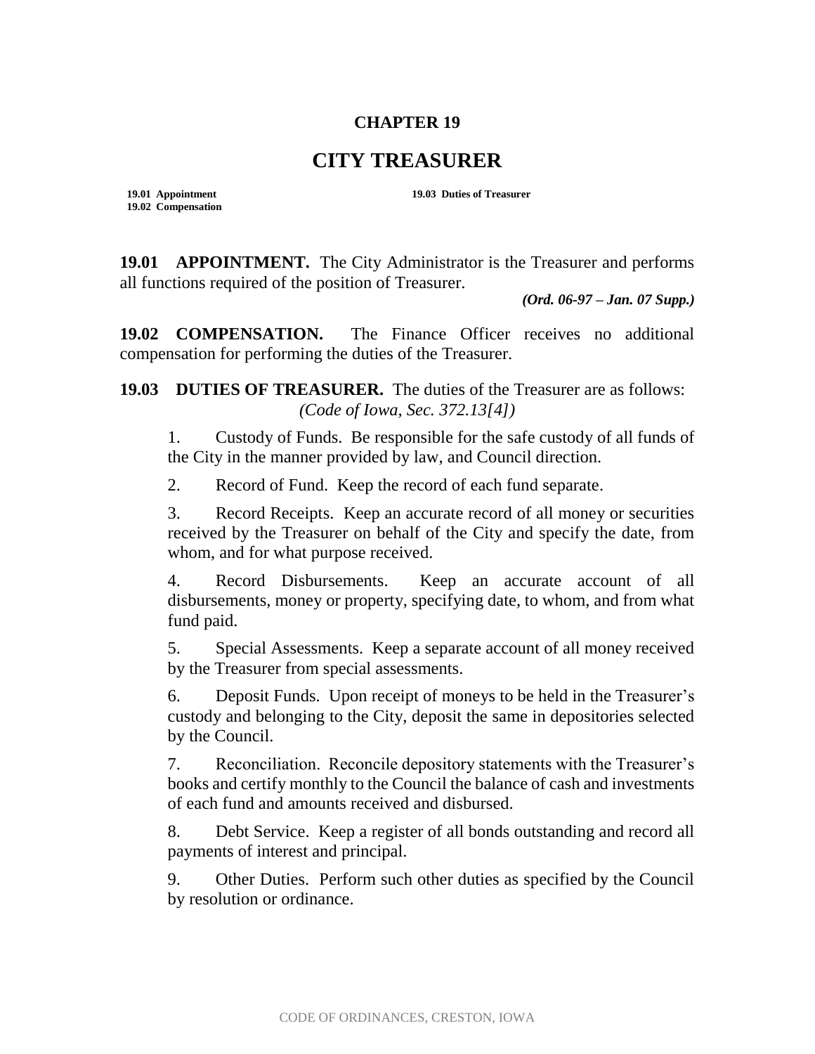# CHAPTER 19

# CITY TREASURER

**19.01 Appointment**
**19.02 Compensation**
**19.03 Duties of Treasurer**

**19.01 APPOINTMENT.** The City Administrator is the Treasurer and performs all functions required of the position of Treasurer.

***(Ord. 06-97 – Jan. 07 Supp.)***

**19.02 COMPENSATION.** The Finance Officer receives no additional compensation for performing the duties of the Treasurer.

**19.03 DUTIES OF TREASURER.** The duties of the Treasurer are as follows:
*(Code of Iowa, Sec. 372.13[4])*

1. Custody of Funds. Be responsible for the safe custody of all funds of the City in the manner provided by law, and Council direction.

2. Record of Fund. Keep the record of each fund separate.

3. Record Receipts. Keep an accurate record of all money or securities received by the Treasurer on behalf of the City and specify the date, from whom, and for what purpose received.

4. Record Disbursements. Keep an accurate account of all disbursements, money or property, specifying date, to whom, and from what fund paid.

5. Special Assessments. Keep a separate account of all money received by the Treasurer from special assessments.

6. Deposit Funds. Upon receipt of moneys to be held in the Treasurer's custody and belonging to the City, deposit the same in depositories selected by the Council.

7. Reconciliation. Reconcile depository statements with the Treasurer's books and certify monthly to the Council the balance of cash and investments of each fund and amounts received and disbursed.

8. Debt Service. Keep a register of all bonds outstanding and record all payments of interest and principal.

9. Other Duties. Perform such other duties as specified by the Council by resolution or ordinance.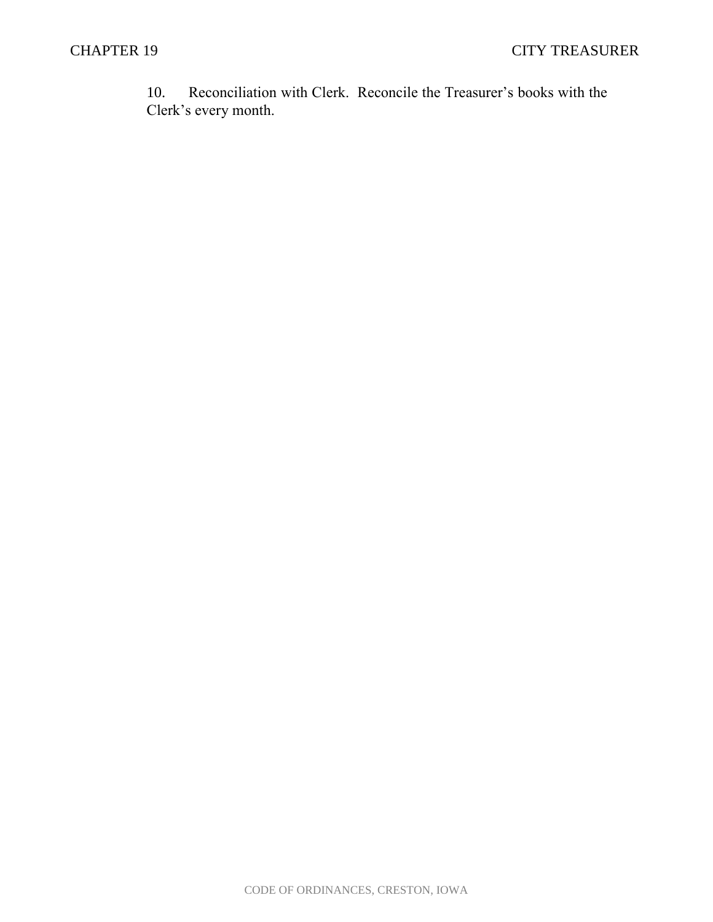10. Reconciliation with Clerk. Reconcile the Treasurer's books with the Clerk's every month.